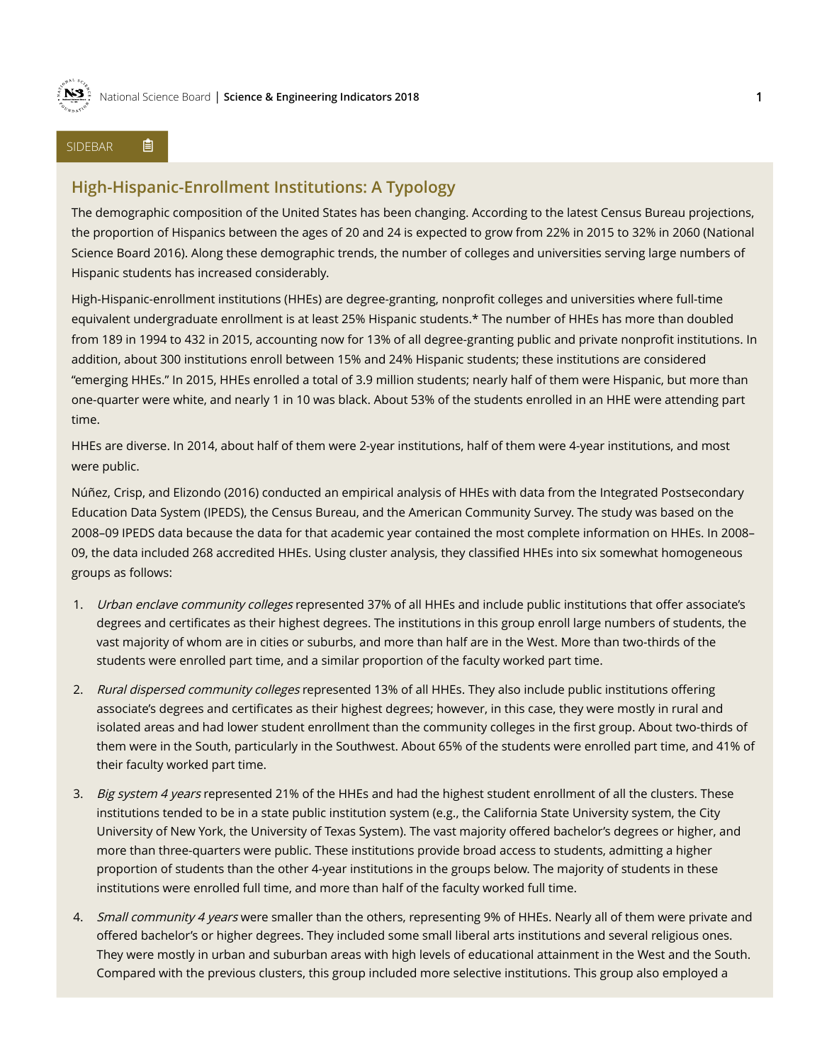SIDEBAR

## High-Hispanic-Enrollment Institutions: A Typology

The demographic composition of the United States has been changing. According to the latest Census Bureau projections, the proportion of Hispanics between the ages of 20 and 24 is expected to grow from 22% in 2015 to 32% in 2060 (National Science Board 2016). Along these demographic trends, the number of colleges and universities serving large numbers of Hispanic students has increased considerably.

High-Hispanic-enrollment institutions (HHEs) are degree-granting, nonprofit colleges and universities where full-time equivalent undergraduate enrollment is at least 25% Hispanic students.* The number of HHEs has more than doubled from 189 in 1994 to 432 in 2015, accounting now for 13% of all degree-granting public and private nonprofit institutions. In addition, about 300 institutions enroll between 15% and 24% Hispanic students; these institutions are considered "emerging HHEs." In 2015, HHEs enrolled a total of 3.9 million students; nearly half of them were Hispanic, but more than one-quarter were white, and nearly 1 in 10 was black. About 53% of the students enrolled in an HHE were attending part time.

HHEs are diverse. In 2014, about half of them were 2-year institutions, half of them were 4-year institutions, and most were public.

Núñez, Crisp, and Elizondo (2016) conducted an empirical analysis of HHEs with data from the Integrated Postsecondary Education Data System (IPEDS), the Census Bureau, and the American Community Survey. The study was based on the 2008–09 IPEDS data because the data for that academic year contained the most complete information on HHEs. In 2008–09, the data included 268 accredited HHEs. Using cluster analysis, they classified HHEs into six somewhat homogeneous groups as follows:

1. *Urban enclave community colleges* represented 37% of all HHEs and include public institutions that offer associate's degrees and certificates as their highest degrees. The institutions in this group enroll large numbers of students, the vast majority of whom are in cities or suburbs, and more than half are in the West. More than two-thirds of the students were enrolled part time, and a similar proportion of the faculty worked part time.

2. *Rural dispersed community colleges* represented 13% of all HHEs. They also include public institutions offering associate's degrees and certificates as their highest degrees; however, in this case, they were mostly in rural and isolated areas and had lower student enrollment than the community colleges in the first group. About two-thirds of them were in the South, particularly in the Southwest. About 65% of the students were enrolled part time, and 41% of their faculty worked part time.

3. *Big system 4 years* represented 21% of the HHEs and had the highest student enrollment of all the clusters. These institutions tended to be in a state public institution system (e.g., the California State University system, the City University of New York, the University of Texas System). The vast majority offered bachelor's degrees or higher, and more than three-quarters were public. These institutions provide broad access to students, admitting a higher proportion of students than the other 4-year institutions in the groups below. The majority of students in these institutions were enrolled full time, and more than half of the faculty worked full time.

4. *Small community 4 years* were smaller than the others, representing 9% of HHEs. Nearly all of them were private and offered bachelor's or higher degrees. They included some small liberal arts institutions and several religious ones. They were mostly in urban and suburban areas with high levels of educational attainment in the West and the South. Compared with the previous clusters, this group included more selective institutions. This group also employed a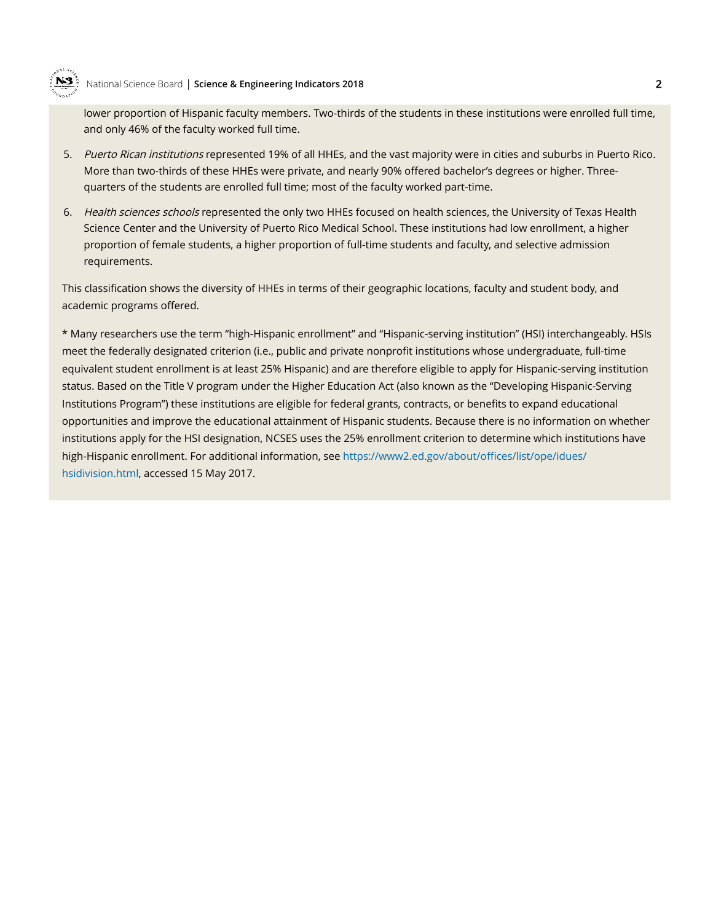lower proportion of Hispanic faculty members. Two-thirds of the students in these institutions were enrolled full time, and only 46% of the faculty worked full time.

5. *Puerto Rican institutions* represented 19% of all HHEs, and the vast majority were in cities and suburbs in Puerto Rico. More than two-thirds of these HHEs were private, and nearly 90% offered bachelor's degrees or higher. Three-quarters of the students are enrolled full time; most of the faculty worked part-time.
6. *Health sciences schools* represented the only two HHEs focused on health sciences, the University of Texas Health Science Center and the University of Puerto Rico Medical School. These institutions had low enrollment, a higher proportion of female students, a higher proportion of full-time students and faculty, and selective admission requirements.

This classification shows the diversity of HHEs in terms of their geographic locations, faculty and student body, and academic programs offered.

* Many researchers use the term "high-Hispanic enrollment" and "Hispanic-serving institution" (HSI) interchangeably. HSIs meet the federally designated criterion (i.e., public and private nonprofit institutions whose undergraduate, full-time equivalent student enrollment is at least 25% Hispanic) and are therefore eligible to apply for Hispanic-serving institution status. Based on the Title V program under the Higher Education Act (also known as the "Developing Hispanic-Serving Institutions Program") these institutions are eligible for federal grants, contracts, or benefits to expand educational opportunities and improve the educational attainment of Hispanic students. Because there is no information on whether institutions apply for the HSI designation, NCSES uses the 25% enrollment criterion to determine which institutions have high-Hispanic enrollment. For additional information, see https://www2.ed.gov/about/offices/list/ope/idues/hsidivision.html, accessed 15 May 2017.